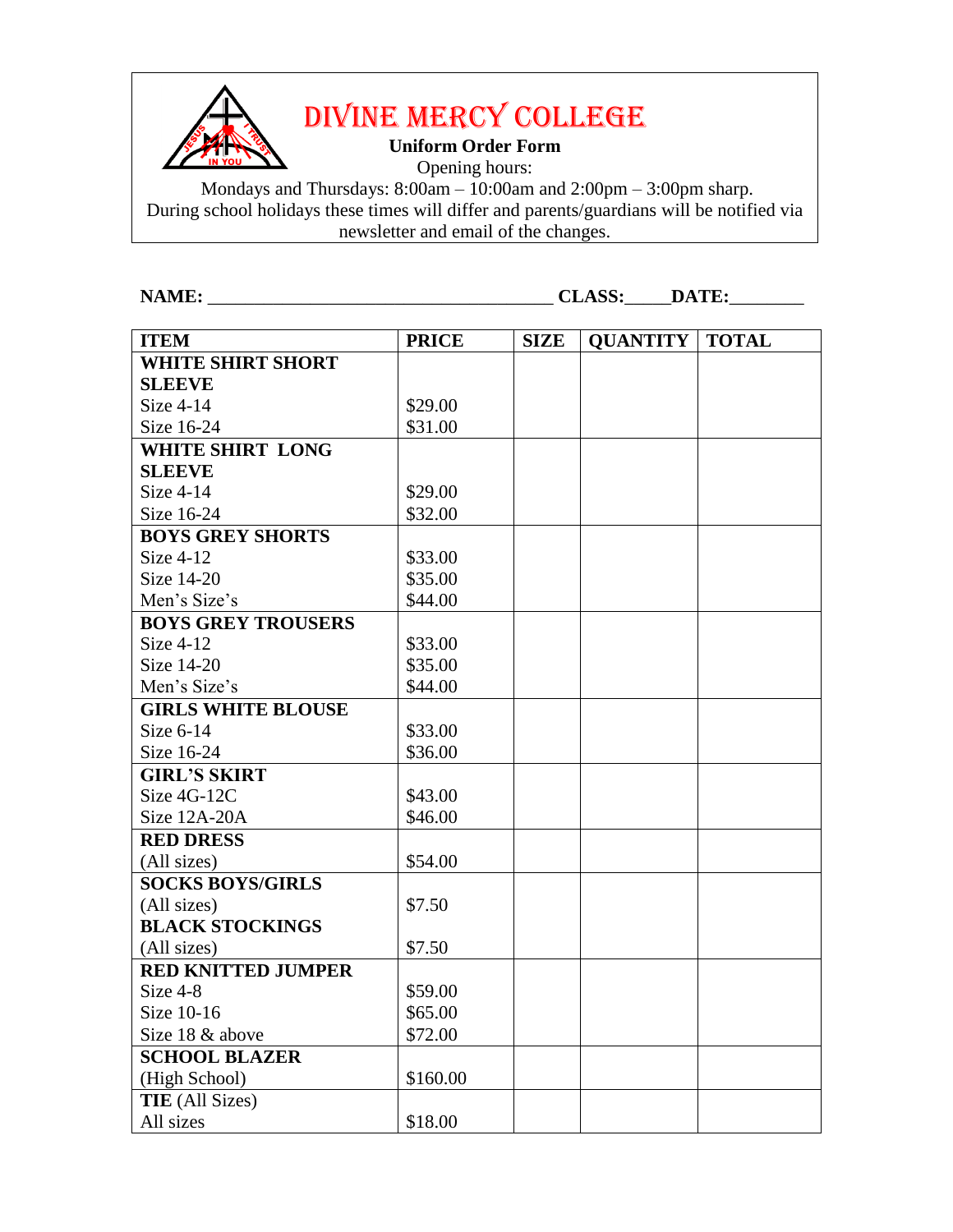# DIVINE MERCY COLLEGE

**Uniform Order Form**

Opening hours:

Mondays and Thursdays: 8:00am – 10:00am and 2:00pm – 3:00pm sharp.

During school holidays these times will differ and parents/guardians will be notified via newsletter and email of the changes.

**NAME:** ____________________________________ **CLASS:**_____**DATE:**________

| ITEM | PRICE | SIZE | QUANTITY | TOTAL |
|---|---|---|---|---|
| **WHITE SHIRT SHORT SLEEVE** | | | | |
| Size 4-14 | $29.00 | | | |
| Size 16-24 | $31.00 | | | |
| **WHITE SHIRT LONG SLEEVE** | | | | |
| Size 4-14 | $29.00 | | | |
| Size 16-24 | $32.00 | | | |
| **BOYS GREY SHORTS** | | | | |
| Size 4-12 | $33.00 | | | |
| Size 14-20 | $35.00 | | | |
| Men's Size's | $44.00 | | | |
| **BOYS GREY TROUSERS** | | | | |
| Size 4-12 | $33.00 | | | |
| Size 14-20 | $35.00 | | | |
| Men's Size's | $44.00 | | | |
| **GIRLS WHITE BLOUSE** | | | | |
| Size 6-14 | $33.00 | | | |
| Size 16-24 | $36.00 | | | |
| **GIRL'S SKIRT** | | | | |
| Size 4G-12C | $43.00 | | | |
| Size 12A-20A | $46.00 | | | |
| **RED DRESS** | | | | |
| (All sizes) | $54.00 | | | |
| **SOCKS BOYS/GIRLS** | | | | |
| (All sizes) | $7.50 | | | |
| **BLACK STOCKINGS** | | | | |
| (All sizes) | $7.50 | | | |
| **RED KNITTED JUMPER** | | | | |
| Size 4-8 | $59.00 | | | |
| Size 10-16 | $65.00 | | | |
| Size 18 & above | $72.00 | | | |
| **SCHOOL BLAZER** | | | | |
| (High School) | $160.00 | | | |
| **TIE** (All Sizes) | | | | |
| All sizes | $18.00 | | | |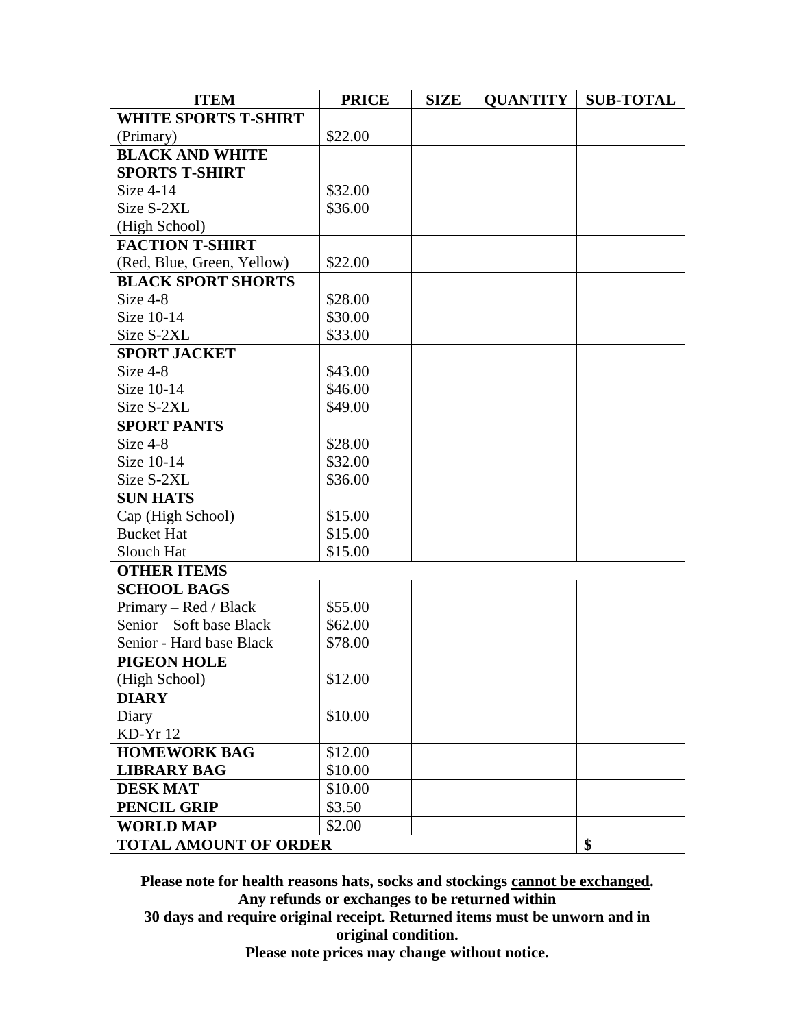| ITEM | PRICE | SIZE | QUANTITY | SUB-TOTAL |
|---|---|---|---|---|
| **WHITE SPORTS T-SHIRT** (Primary) | $22.00 | | | |
| **BLACK AND WHITE SPORTS T-SHIRT** | | | | |
| Size 4-14 | $32.00 | | | |
| Size S-2XL (High School) | $36.00 | | | |
| **FACTION T-SHIRT** (Red, Blue, Green, Yellow) | $22.00 | | | |
| **BLACK SPORT SHORTS** | | | | |
| Size 4-8 | $28.00 | | | |
| Size 10-14 | $30.00 | | | |
| Size S-2XL | $33.00 | | | |
| **SPORT JACKET** | | | | |
| Size 4-8 | $43.00 | | | |
| Size 10-14 | $46.00 | | | |
| Size S-2XL | $49.00 | | | |
| **SPORT PANTS** | | | | |
| Size 4-8 | $28.00 | | | |
| Size 10-14 | $32.00 | | | |
| Size S-2XL | $36.00 | | | |
| **SUN HATS** | | | | |
| Cap (High School) | $15.00 | | | |
| Bucket Hat | $15.00 | | | |
| Slouch Hat | $15.00 | | | |
| **OTHER ITEMS** | | | | |
| **SCHOOL BAGS** | | | | |
| Primary – Red / Black | $55.00 | | | |
| Senior – Soft base Black | $62.00 | | | |
| Senior - Hard base Black | $78.00 | | | |
| **PIGEON HOLE** (High School) | $12.00 | | | |
| **DIARY** | | | | |
| Diary KD-Yr 12 | $10.00 | | | |
| **HOMEWORK BAG** | $12.00 | | | |
| **LIBRARY BAG** | $10.00 | | | |
| **DESK MAT** | $10.00 | | | |
| **PENCIL GRIP** | $3.50 | | | |
| **WORLD MAP** | $2.00 | | | |
| **TOTAL AMOUNT OF ORDER** | | | | **$** |

**Please note for health reasons hats, socks and stockings <u>cannot be exchanged</u>.**
**Any refunds or exchanges to be returned within 30 days and require original receipt. Returned items must be unworn and in original condition.**
**Please note prices may change without notice.**